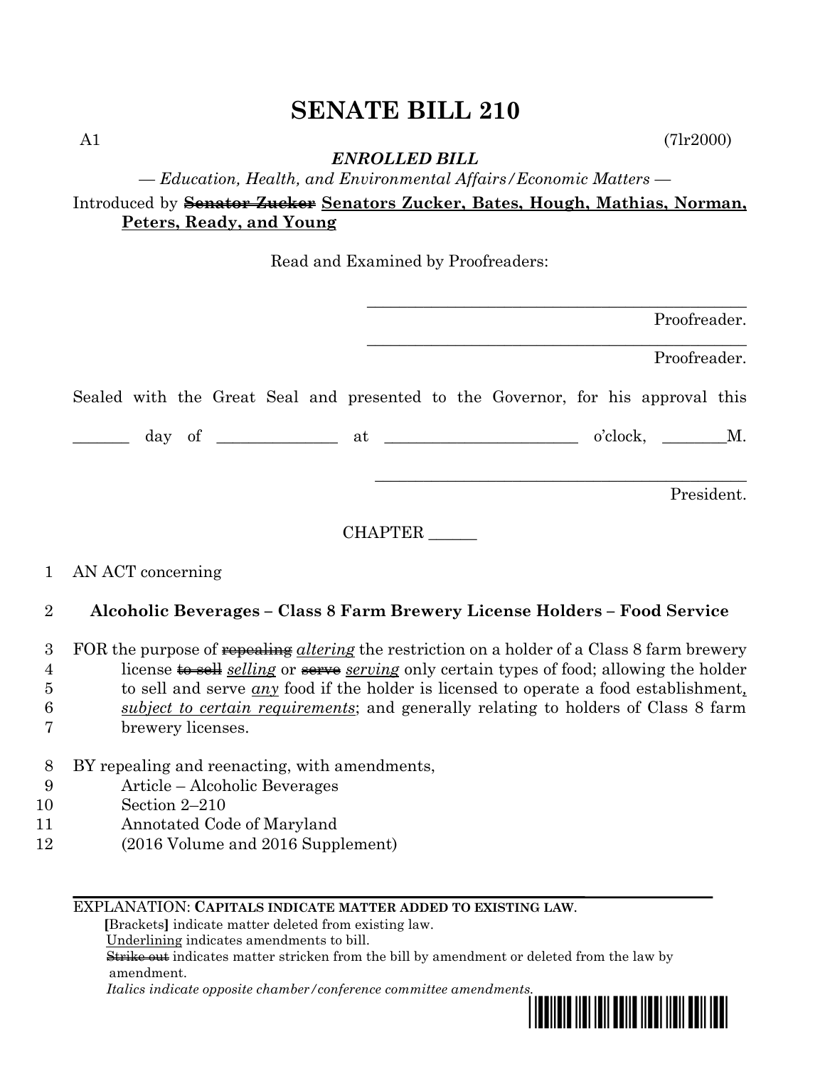# SENATE BILL 210

A1 (7lr2000)

***ENROLLED BILL***

*— Education, Health, and Environmental Affairs/Economic Matters —*

Introduced by ~~**Senator Zucker**~~ <u>**Senators Zucker, Bates, Hough, Mathias, Norman, Peters, Ready, and Young**</u>

Read and Examined by Proofreaders:

_______________________________________________
Proofreader.

_______________________________________________
Proofreader.

Sealed with the Great Seal and presented to the Governor, for his approval this

_______ day of ______________ at ________________________ o'clock, ________M.

_______________________________________________
President.

CHAPTER ______

1 AN ACT concerning

2 **Alcoholic Beverages – Class 8 Farm Brewery License Holders – Food Service**

3 FOR the purpose of ~~repealing~~ *<u>altering</u>* the restriction on a holder of a Class 8 farm brewery
4 license ~~to sell~~ *<u>selling</u>* or ~~serve~~ *<u>serving</u>* only certain types of food; allowing the holder
5 to sell and serve *<u>any</u>* food if the holder is licensed to operate a food establishment*<u>,</u>*
6 *<u>subject to certain requirements</u>*; and generally relating to holders of Class 8 farm
7 brewery licenses.

8 BY repealing and reenacting, with amendments,
9 Article – Alcoholic Beverages
10 Section 2–210
11 Annotated Code of Maryland
12 (2016 Volume and 2016 Supplement)

---

EXPLANATION: **CAPITALS INDICATE MATTER ADDED TO EXISTING LAW**.
**[**Brackets**]** indicate matter deleted from existing law.
<u>Underlining</u> indicates amendments to bill.
~~Strike out~~ indicates matter stricken from the bill by amendment or deleted from the law by amendment.
*Italics indicate opposite chamber/conference committee amendments.*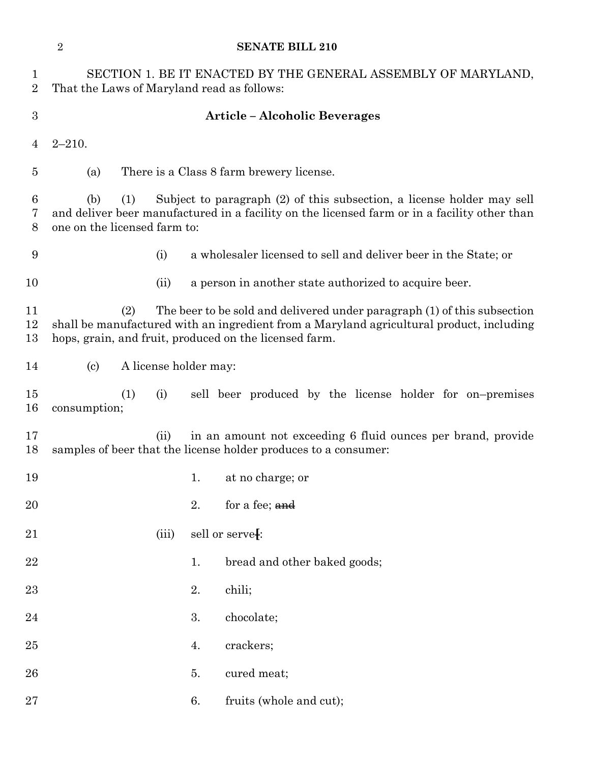SECTION 1. BE IT ENACTED BY THE GENERAL ASSEMBLY OF MARYLAND, That the Laws of Maryland read as follows:

**Article – Alcoholic Beverages**

2–210.

(a) There is a Class 8 farm brewery license.

(b) (1) Subject to paragraph (2) of this subsection, a license holder may sell and deliver beer manufactured in a facility on the licensed farm or in a facility other than one on the licensed farm to:

(i) a wholesaler licensed to sell and deliver beer in the State; or

(ii) a person in another state authorized to acquire beer.

(2) The beer to be sold and delivered under paragraph (1) of this subsection shall be manufactured with an ingredient from a Maryland agricultural product, including hops, grain, and fruit, produced on the licensed farm.

(c) A license holder may:

(1) (i) sell beer produced by the license holder for on–premises consumption;

(ii) in an amount not exceeding 6 fluid ounces per brand, provide samples of beer that the license holder produces to a consumer:

1. at no charge; or

2. for a fee; ~~and~~

(iii) sell or serve[:

1. bread and other baked goods;

2. chili;

3. chocolate;

4. crackers;

5. cured meat;

6. fruits (whole and cut);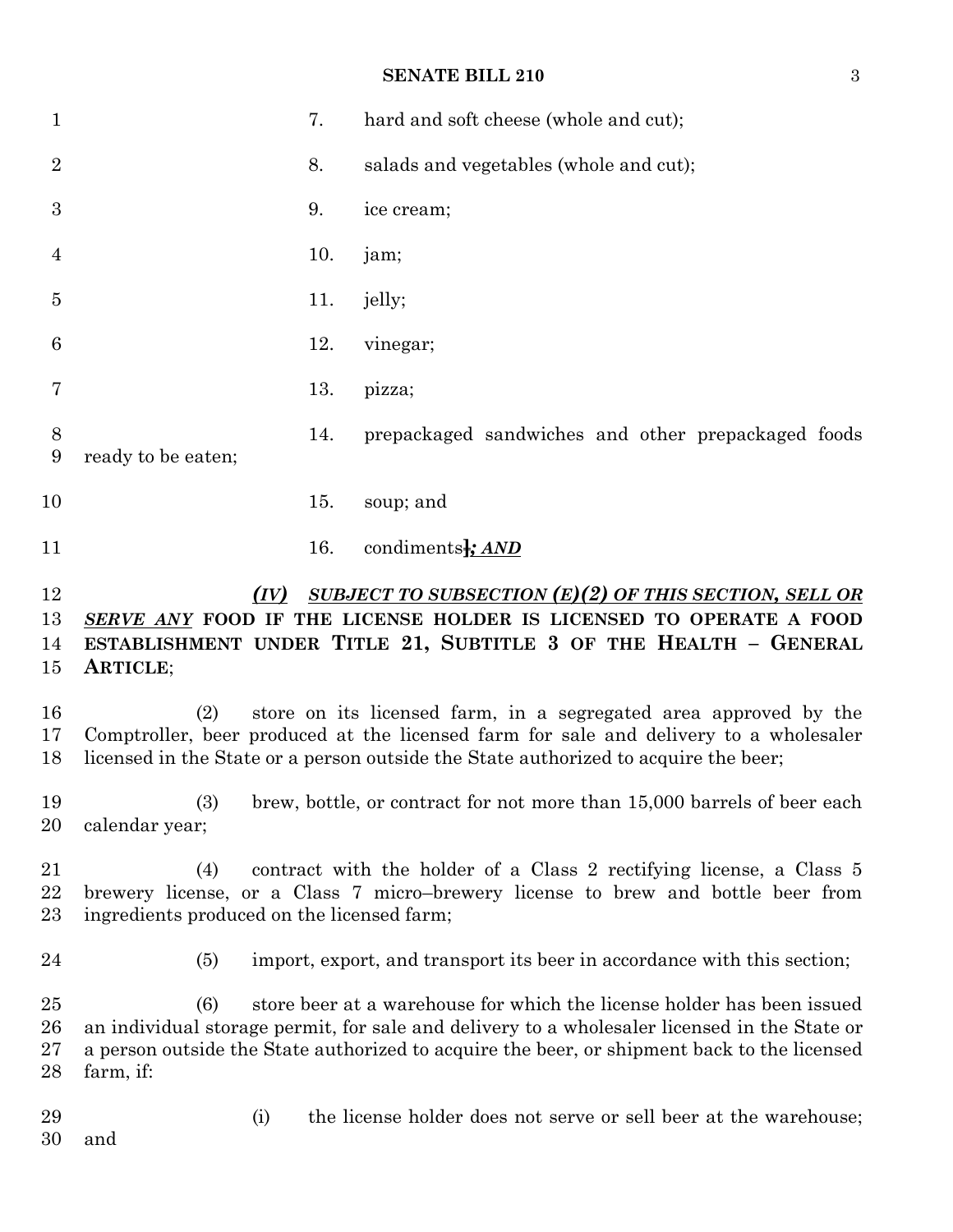7. hard and soft cheese (whole and cut);

8. salads and vegetables (whole and cut);

9. ice cream;

10. jam;

11. jelly;

12. vinegar;

13. pizza;

14. prepackaged sandwiches and other prepackaged foods ready to be eaten;

15. soup; and

16. condiments]***; AND***

***(IV) SUBJECT TO SUBSECTION (E)(2) OF THIS SECTION, SELL OR SERVE ANY*** **FOOD IF THE LICENSE HOLDER IS LICENSED TO OPERATE A FOOD ESTABLISHMENT UNDER TITLE 21, SUBTITLE 3 OF THE HEALTH – GENERAL ARTICLE**;

(2) store on its licensed farm, in a segregated area approved by the Comptroller, beer produced at the licensed farm for sale and delivery to a wholesaler licensed in the State or a person outside the State authorized to acquire the beer;

(3) brew, bottle, or contract for not more than 15,000 barrels of beer each calendar year;

(4) contract with the holder of a Class 2 rectifying license, a Class 5 brewery license, or a Class 7 micro–brewery license to brew and bottle beer from ingredients produced on the licensed farm;

(5) import, export, and transport its beer in accordance with this section;

(6) store beer at a warehouse for which the license holder has been issued an individual storage permit, for sale and delivery to a wholesaler licensed in the State or a person outside the State authorized to acquire the beer, or shipment back to the licensed farm, if:

(i) the license holder does not serve or sell beer at the warehouse; and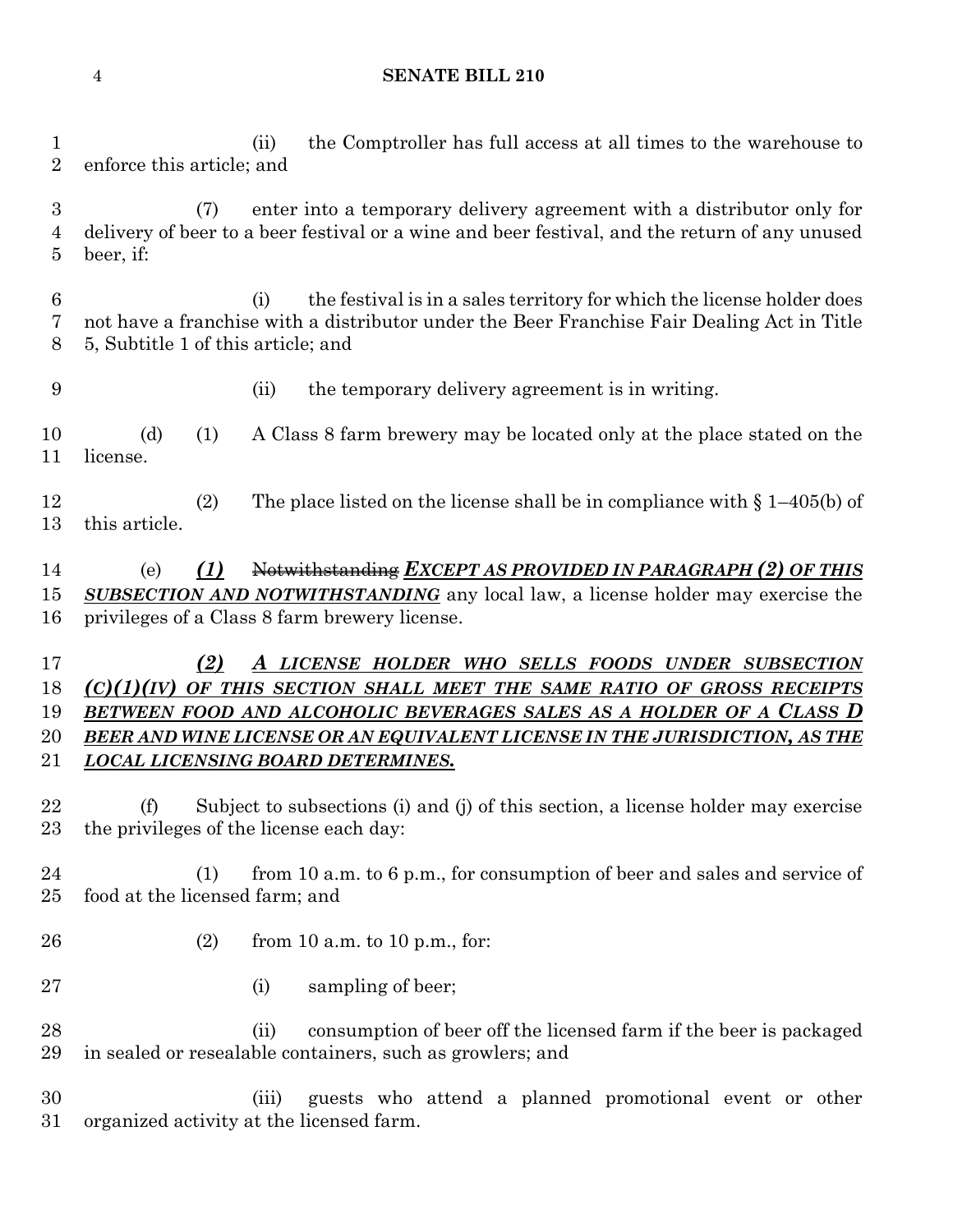(ii) the Comptroller has full access at all times to the warehouse to enforce this article; and

(7) enter into a temporary delivery agreement with a distributor only for delivery of beer to a beer festival or a wine and beer festival, and the return of any unused beer, if:

(i) the festival is in a sales territory for which the license holder does not have a franchise with a distributor under the Beer Franchise Fair Dealing Act in Title 5, Subtitle 1 of this article; and

(ii) the temporary delivery agreement is in writing.

(d) (1) A Class 8 farm brewery may be located only at the place stated on the license.

(2) The place listed on the license shall be in compliance with § 1–405(b) of this article.

(e) ***(1)*** ~~Notwithstanding~~ ***EXCEPT AS PROVIDED IN PARAGRAPH (2) OF THIS SUBSECTION AND NOTWITHSTANDING*** any local law, a license holder may exercise the privileges of a Class 8 farm brewery license.

***(2) A LICENSE HOLDER WHO SELLS FOODS UNDER SUBSECTION (C)(1)(IV) OF THIS SECTION SHALL MEET THE SAME RATIO OF GROSS RECEIPTS BETWEEN FOOD AND ALCOHOLIC BEVERAGES SALES AS A HOLDER OF A CLASS D BEER AND WINE LICENSE OR AN EQUIVALENT LICENSE IN THE JURISDICTION, AS THE LOCAL LICENSING BOARD DETERMINES.***

(f) Subject to subsections (i) and (j) of this section, a license holder may exercise the privileges of the license each day:

(1) from 10 a.m. to 6 p.m., for consumption of beer and sales and service of food at the licensed farm; and

(2) from 10 a.m. to 10 p.m., for:

(i) sampling of beer;

(ii) consumption of beer off the licensed farm if the beer is packaged in sealed or resealable containers, such as growlers; and

(iii) guests who attend a planned promotional event or other organized activity at the licensed farm.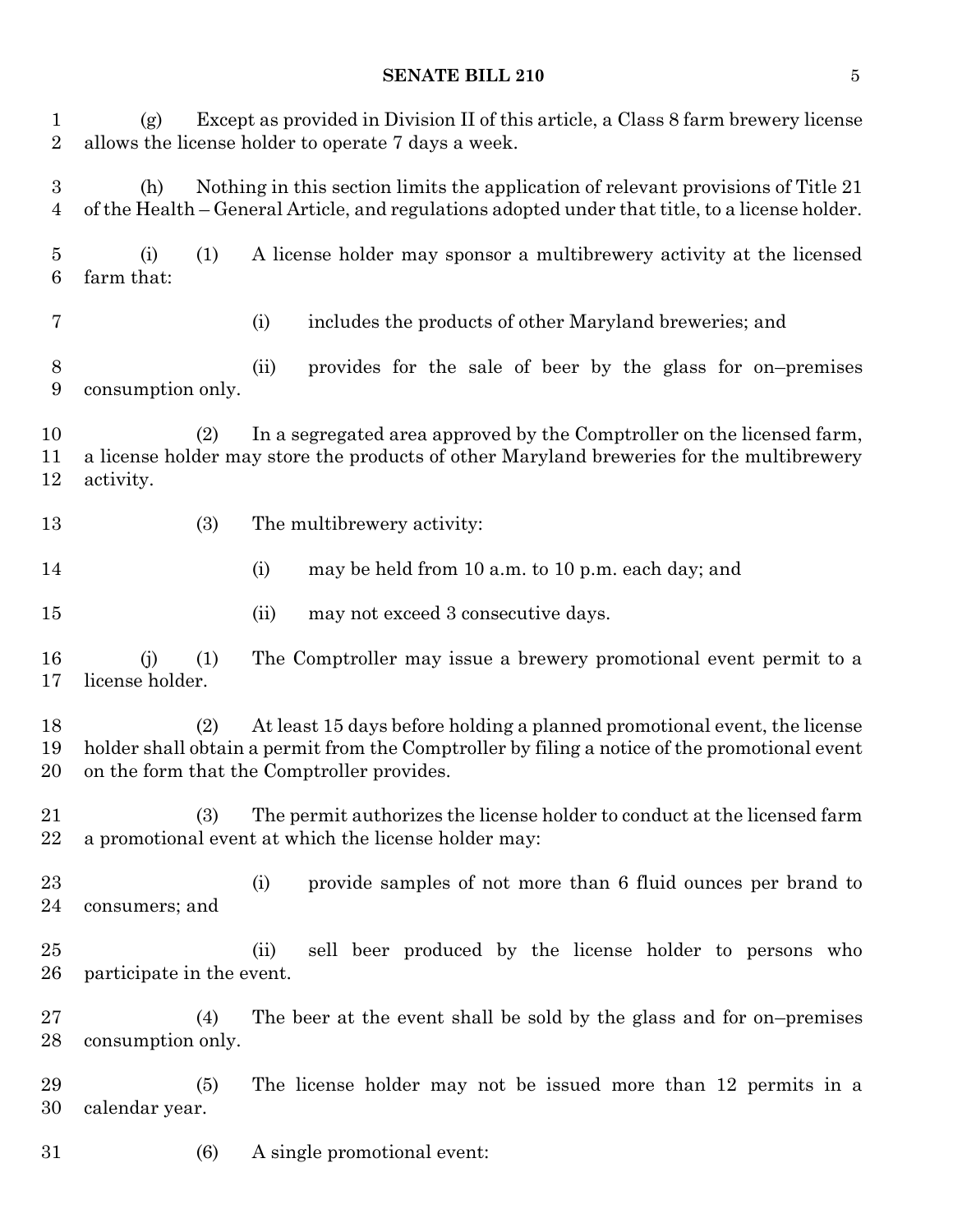(g) Except as provided in Division II of this article, a Class 8 farm brewery license allows the license holder to operate 7 days a week.

(h) Nothing in this section limits the application of relevant provisions of Title 21 of the Health – General Article, and regulations adopted under that title, to a license holder.

(i) (1) A license holder may sponsor a multibrewery activity at the licensed farm that:

(i) includes the products of other Maryland breweries; and

(ii) provides for the sale of beer by the glass for on–premises consumption only.

(2) In a segregated area approved by the Comptroller on the licensed farm, a license holder may store the products of other Maryland breweries for the multibrewery activity.

(3) The multibrewery activity:

(i) may be held from 10 a.m. to 10 p.m. each day; and

(ii) may not exceed 3 consecutive days.

(j) (1) The Comptroller may issue a brewery promotional event permit to a license holder.

(2) At least 15 days before holding a planned promotional event, the license holder shall obtain a permit from the Comptroller by filing a notice of the promotional event on the form that the Comptroller provides.

(3) The permit authorizes the license holder to conduct at the licensed farm a promotional event at which the license holder may:

(i) provide samples of not more than 6 fluid ounces per brand to consumers; and

(ii) sell beer produced by the license holder to persons who participate in the event.

(4) The beer at the event shall be sold by the glass and for on–premises consumption only.

(5) The license holder may not be issued more than 12 permits in a calendar year.

(6) A single promotional event: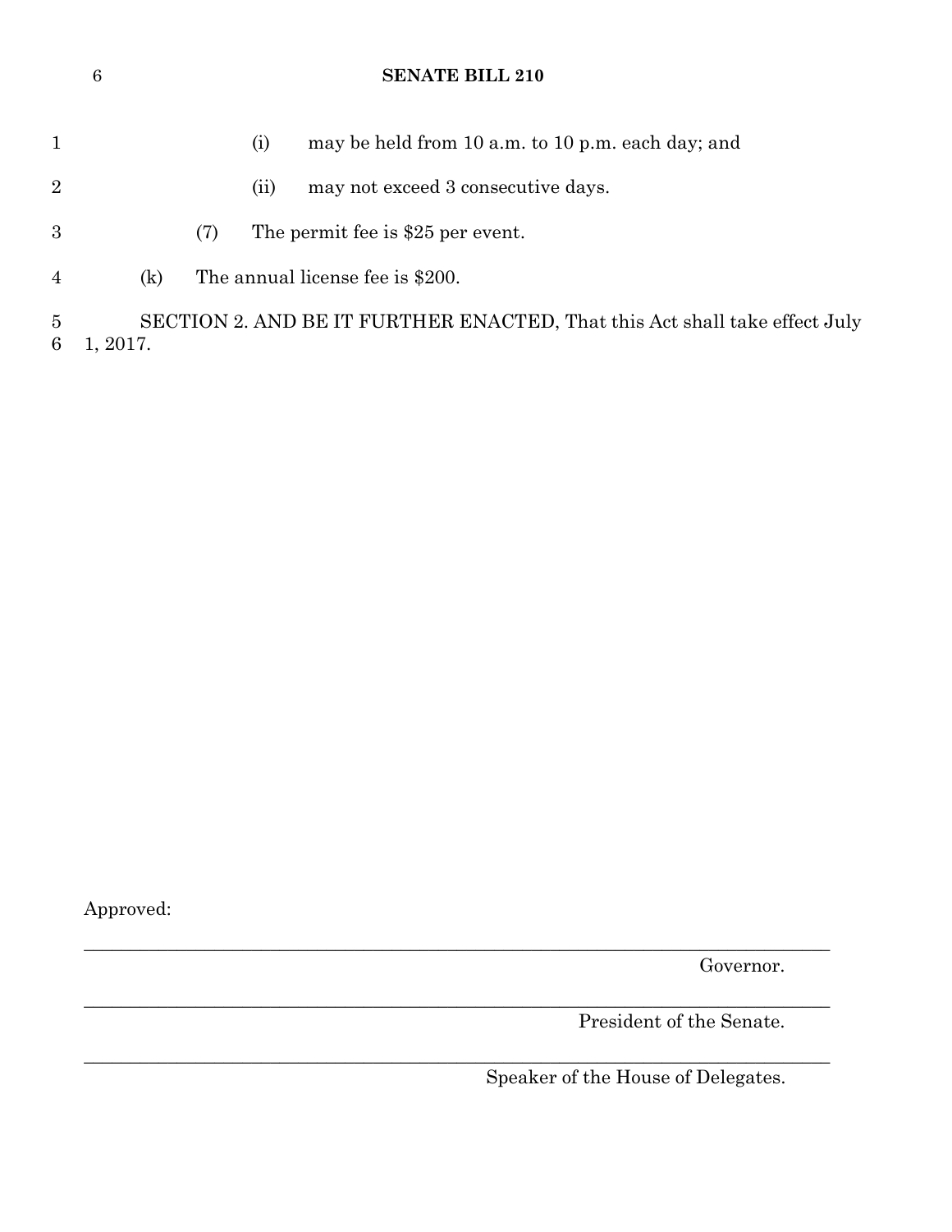(i) may be held from 10 a.m. to 10 p.m. each day; and

(ii) may not exceed 3 consecutive days.

(7) The permit fee is $25 per event.

(k) The annual license fee is $200.

SECTION 2. AND BE IT FURTHER ENACTED, That this Act shall take effect July 1, 2017.

Approved:

\_\_\_\_\_\_\_\_\_\_\_\_\_\_\_\_\_\_\_\_\_\_\_\_\_\_\_\_\_\_\_\_\_\_\_\_\_\_\_\_\_\_\_\_
Governor.

\_\_\_\_\_\_\_\_\_\_\_\_\_\_\_\_\_\_\_\_\_\_\_\_\_\_\_\_\_\_\_\_\_\_\_\_\_\_\_\_\_\_\_\_
President of the Senate.

\_\_\_\_\_\_\_\_\_\_\_\_\_\_\_\_\_\_\_\_\_\_\_\_\_\_\_\_\_\_\_\_\_\_\_\_\_\_\_\_\_\_\_\_
Speaker of the House of Delegates.